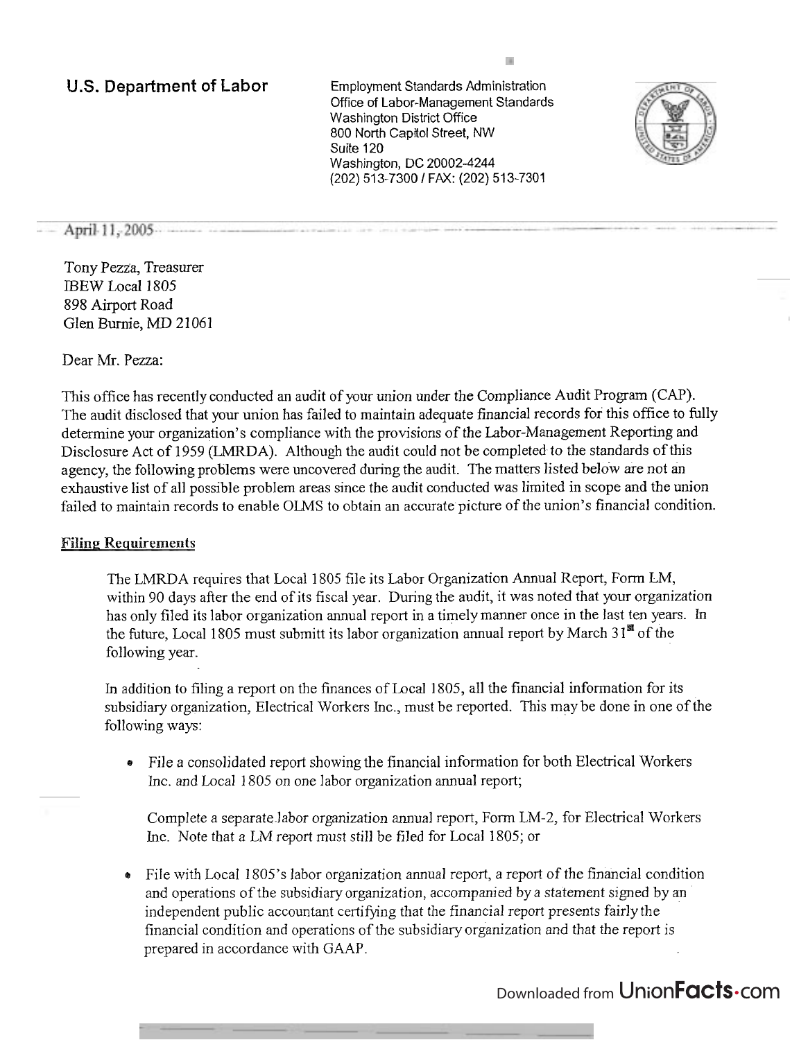**U.S. Department of Labor**

Employment Standards Administration
Office of Labor-Management Standards
Washington District Office
800 North Capitol Street, NW
Suite 120
Washington, DC 20002-4244
(202) 513-7300 / FAX: (202) 513-7301

April 11, 2005

Tony Pezza, Treasurer
IBEW Local 1805
898 Airport Road
Glen Burnie, MD 21061

Dear Mr. Pezza:

This office has recently conducted an audit of your union under the Compliance Audit Program (CAP). The audit disclosed that your union has failed to maintain adequate financial records for this office to fully determine your organization's compliance with the provisions of the Labor-Management Reporting and Disclosure Act of 1959 (LMRDA). Although the audit could not be completed to the standards of this agency, the following problems were uncovered during the audit. The matters listed below are not an exhaustive list of all possible problem areas since the audit conducted was limited in scope and the union failed to maintain records to enable OLMS to obtain an accurate picture of the union's financial condition.

**Filing Requirements**

The LMRDA requires that Local 1805 file its Labor Organization Annual Report, Form LM, within 90 days after the end of its fiscal year. During the audit, it was noted that your organization has only filed its labor organization annual report in a timely manner once in the last ten years. In the future, Local 1805 must submitt its labor organization annual report by March 31st of the following year.

In addition to filing a report on the finances of Local 1805, all the financial information for its subsidiary organization, Electrical Workers Inc., must be reported. This may be done in one of the following ways:

- File a consolidated report showing the financial information for both Electrical Workers Inc. and Local 1805 on one labor organization annual report;
- Complete a separate labor organization annual report, Form LM-2, for Electrical Workers Inc. Note that a LM report must still be filed for Local 1805; or
- File with Local 1805's labor organization annual report, a report of the financial condition and operations of the subsidiary organization, accompanied by a statement signed by an independent public accountant certifying that the financial report presents fairly the financial condition and operations of the subsidiary organization and that the report is prepared in accordance with GAAP.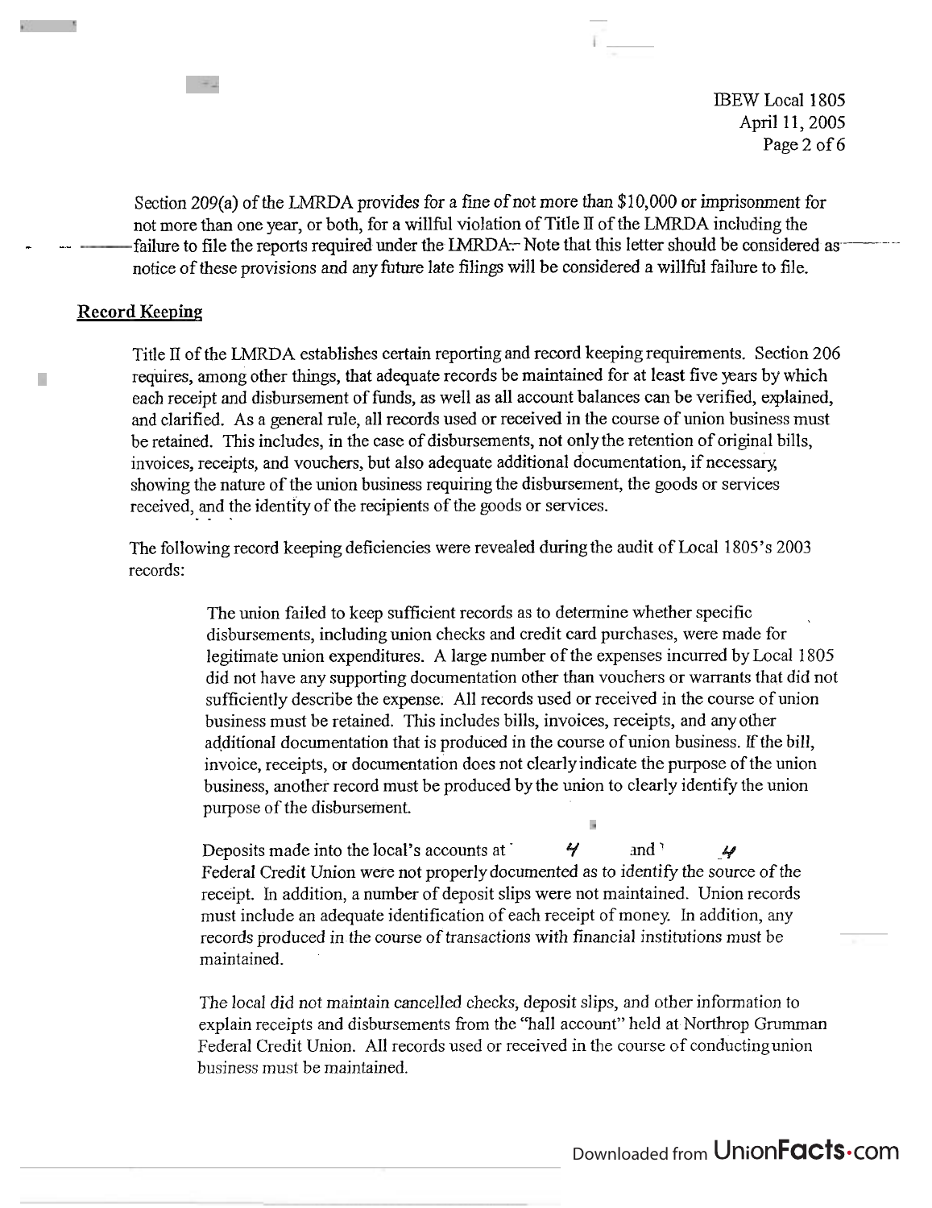Section 209(a) of the LMRDA provides for a fine of not more than $10,000 or imprisonment for not more than one year, or both, for a willful violation of Title II of the LMRDA including the failure to file the reports required under the LMRDA. Note that this letter should be considered as notice of these provisions and any future late filings will be considered a willful failure to file.

## Record Keeping

Title II of the LMRDA establishes certain reporting and record keeping requirements. Section 206 requires, among other things, that adequate records be maintained for at least five years by which each receipt and disbursement of funds, as well as all account balances can be verified, explained, and clarified. As a general rule, all records used or received in the course of union business must be retained. This includes, in the case of disbursements, not only the retention of original bills, invoices, receipts, and vouchers, but also adequate additional documentation, if necessary, showing the nature of the union business requiring the disbursement, the goods or services received, and the identity of the recipients of the goods or services.

The following record keeping deficiencies were revealed during the audit of Local 1805's 2003 records:

> The union failed to keep sufficient records as to determine whether specific disbursements, including union checks and credit card purchases, were made for legitimate union expenditures. A large number of the expenses incurred by Local 1805 did not have any supporting documentation other than vouchers or warrants that did not sufficiently describe the expense. All records used or received in the course of union business must be retained. This includes bills, invoices, receipts, and any other additional documentation that is produced in the course of union business. If the bill, invoice, receipts, or documentation does not clearly indicate the purpose of the union business, another record must be produced by the union to clearly identify the union purpose of the disbursement.
>
> Deposits made into the local's accounts at 4 and 4 Federal Credit Union were not properly documented as to identify the source of the receipt. In addition, a number of deposit slips were not maintained. Union records must include an adequate identification of each receipt of money. In addition, any records produced in the course of transactions with financial institutions must be maintained.
>
> The local did not maintain cancelled checks, deposit slips, and other information to explain receipts and disbursements from the "hall account" held at Northrop Grumman Federal Credit Union. All records used or received in the course of conducting union business must be maintained.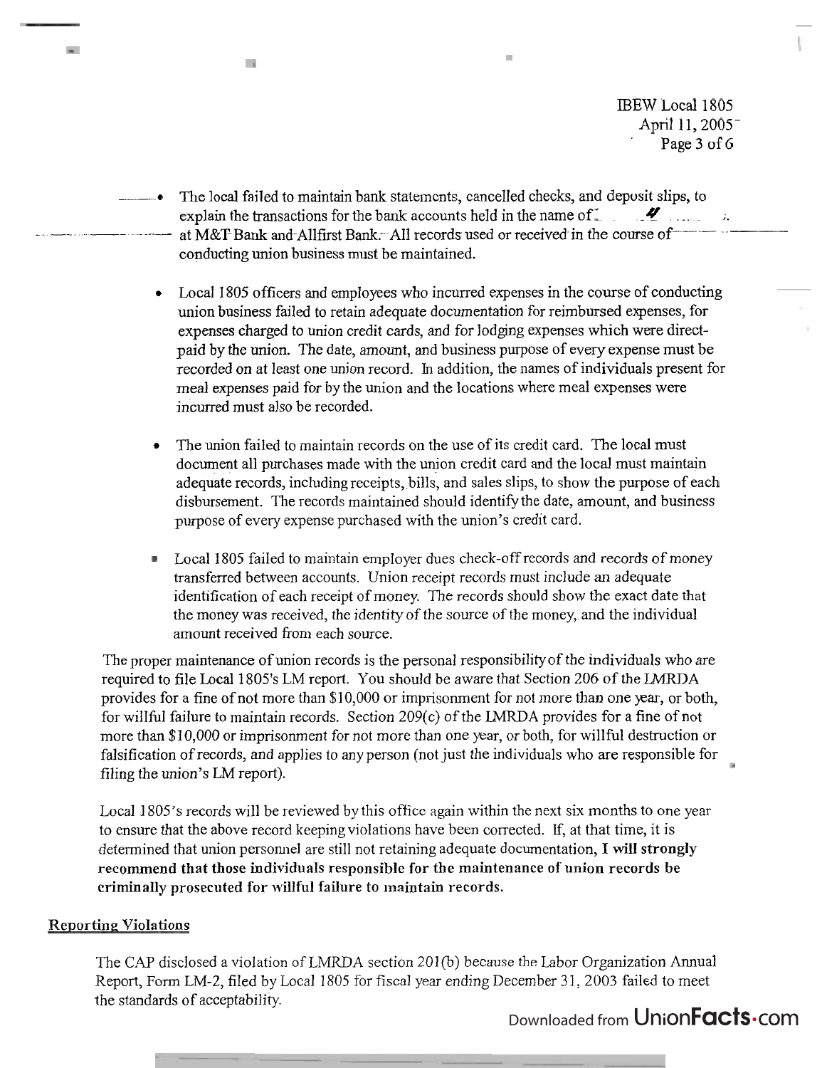- The local failed to maintain bank statements, cancelled checks, and deposit slips, to explain the transactions for the bank accounts held in the name of at M&T Bank and Allfirst Bank. All records used or received in the course of conducting union business must be maintained.

- Local 1805 officers and employees who incurred expenses in the course of conducting union business failed to retain adequate documentation for reimbursed expenses, for expenses charged to union credit cards, and for lodging expenses which were direct-paid by the union. The date, amount, and business purpose of every expense must be recorded on at least one union record. In addition, the names of individuals present for meal expenses paid for by the union and the locations where meal expenses were incurred must also be recorded.

- The union failed to maintain records on the use of its credit card. The local must document all purchases made with the union credit card and the local must maintain adequate records, including receipts, bills, and sales slips, to show the purpose of each disbursement. The records maintained should identify the date, amount, and business purpose of every expense purchased with the union's credit card.

- Local 1805 failed to maintain employer dues check-off records and records of money transferred between accounts. Union receipt records must include an adequate identification of each receipt of money. The records should show the exact date that the money was received, the identity of the source of the money, and the individual amount received from each source.

The proper maintenance of union records is the personal responsibility of the individuals who are required to file Local 1805's LM report. You should be aware that Section 206 of the LMRDA provides for a fine of not more than $10,000 or imprisonment for not more than one year, or both, for willful failure to maintain records. Section 209(c) of the LMRDA provides for a fine of not more than $10,000 or imprisonment for not more than one year, or both, for willful destruction or falsification of records, and applies to any person (not just the individuals who are responsible for filing the union's LM report).

Local 1805's records will be reviewed by this office again within the next six months to one year to ensure that the above record keeping violations have been corrected. If, at that time, it is determined that union personnel are still not retaining adequate documentation, **I will strongly recommend that those individuals responsible for the maintenance of union records be criminally prosecuted for willful failure to maintain records.**

## Reporting Violations

The CAP disclosed a violation of LMRDA section 201(b) because the Labor Organization Annual Report, Form LM-2, filed by Local 1805 for fiscal year ending December 31, 2003 failed to meet the standards of acceptability.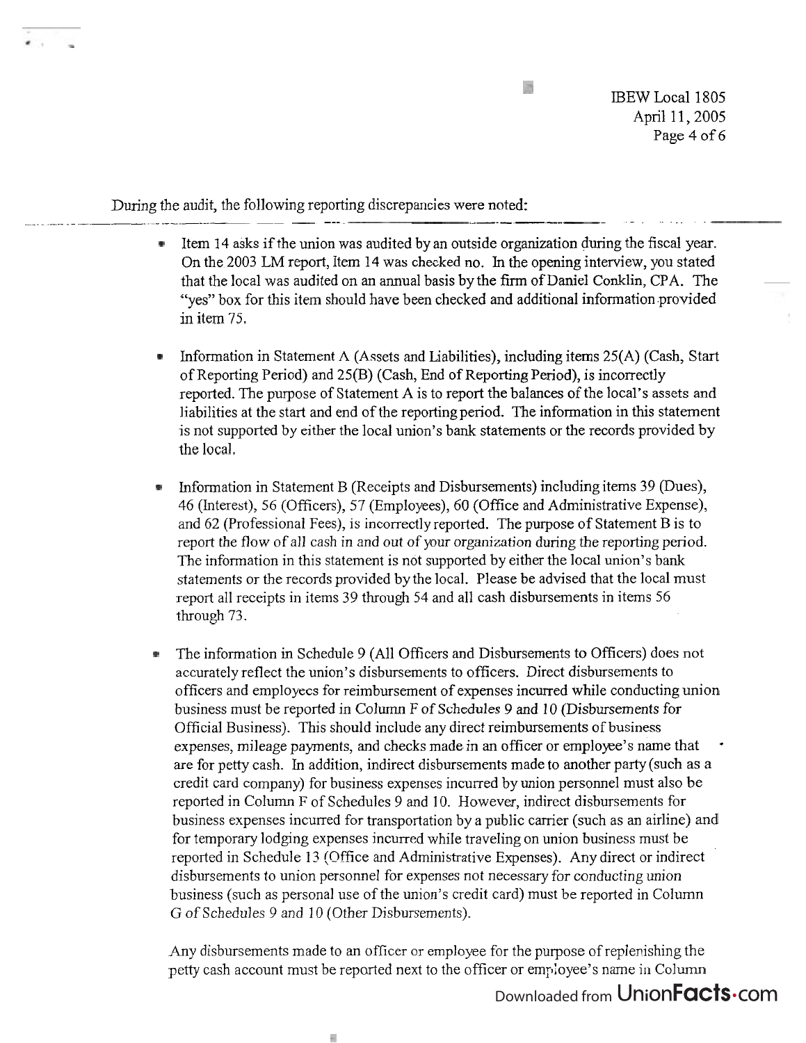During the audit, the following reporting discrepancies were noted:

- Item 14 asks if the union was audited by an outside organization during the fiscal year. On the 2003 LM report, Item 14 was checked no. In the opening interview, you stated that the local was audited on an annual basis by the firm of Daniel Conklin, CPA. The "yes" box for this item should have been checked and additional information provided in item 75.

- Information in Statement A (Assets and Liabilities), including items 25(A) (Cash, Start of Reporting Period) and 25(B) (Cash, End of Reporting Period), is incorrectly reported. The purpose of Statement A is to report the balances of the local's assets and liabilities at the start and end of the reporting period. The information in this statement is not supported by either the local union's bank statements or the records provided by the local.

- Information in Statement B (Receipts and Disbursements) including items 39 (Dues), 46 (Interest), 56 (Officers), 57 (Employees), 60 (Office and Administrative Expense), and 62 (Professional Fees), is incorrectly reported. The purpose of Statement B is to report the flow of all cash in and out of your organization during the reporting period. The information in this statement is not supported by either the local union's bank statements or the records provided by the local. Please be advised that the local must report all receipts in items 39 through 54 and all cash disbursements in items 56 through 73.

- The information in Schedule 9 (All Officers and Disbursements to Officers) does not accurately reflect the union's disbursements to officers. Direct disbursements to officers and employees for reimbursement of expenses incurred while conducting union business must be reported in Column F of Schedules 9 and 10 (Disbursements for Official Business). This should include any direct reimbursements of business expenses, mileage payments, and checks made in an officer or employee's name that are for petty cash. In addition, indirect disbursements made to another party (such as a credit card company) for business expenses incurred by union personnel must also be reported in Column F of Schedules 9 and 10. However, indirect disbursements for business expenses incurred for transportation by a public carrier (such as an airline) and for temporary lodging expenses incurred while traveling on union business must be reported in Schedule 13 (Office and Administrative Expenses). Any direct or indirect disbursements to union personnel for expenses not necessary for conducting union business (such as personal use of the union's credit card) must be reported in Column G of Schedules 9 and 10 (Other Disbursements).

  Any disbursements made to an officer or employee for the purpose of replenishing the petty cash account must be reported next to the officer or employee's name in Column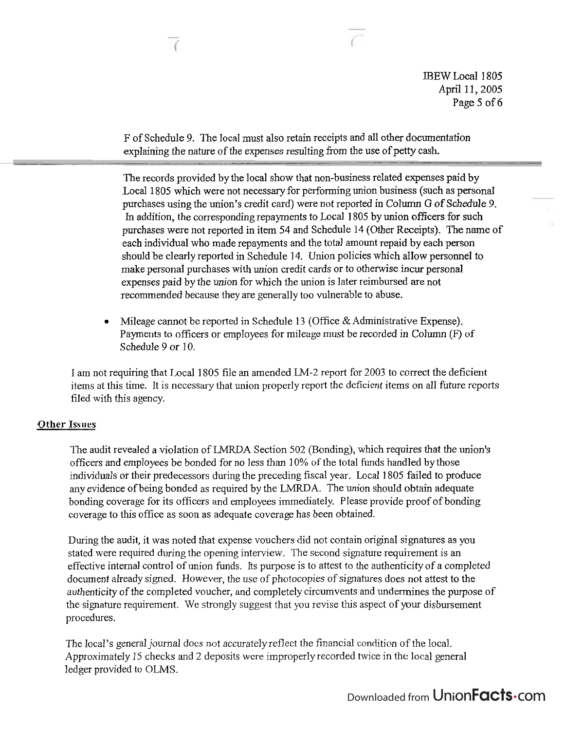F of Schedule 9. The local must also retain receipts and all other documentation explaining the nature of the expenses resulting from the use of petty cash.

The records provided by the local show that non-business related expenses paid by Local 1805 which were not necessary for performing union business (such as personal purchases using the union's credit card) were not reported in Column G of Schedule 9. In addition, the corresponding repayments to Local 1805 by union officers for such purchases were not reported in item 54 and Schedule 14 (Other Receipts). The name of each individual who made repayments and the total amount repaid by each person should be clearly reported in Schedule 14. Union policies which allow personnel to make personal purchases with union credit cards or to otherwise incur personal expenses paid by the union for which the union is later reimbursed are not recommended because they are generally too vulnerable to abuse.

- Mileage cannot be reported in Schedule 13 (Office & Administrative Expense). Payments to officers or employees for mileage must be recorded in Column (F) of Schedule 9 or 10.

I am not requiring that Local 1805 file an amended LM-2 report for 2003 to correct the deficient items at this time. It is necessary that union properly report the deficient items on all future reports filed with this agency.

## Other Issues

The audit revealed a violation of LMRDA Section 502 (Bonding), which requires that the union's officers and employees be bonded for no less than 10% of the total funds handled by those individuals or their predecessors during the preceding fiscal year. Local 1805 failed to produce any evidence of being bonded as required by the LMRDA. The union should obtain adequate bonding coverage for its officers and employees immediately. Please provide proof of bonding coverage to this office as soon as adequate coverage has been obtained.

During the audit, it was noted that expense vouchers did not contain original signatures as you stated were required during the opening interview. The second signature requirement is an effective internal control of union funds. Its purpose is to attest to the authenticity of a completed document already signed. However, the use of photocopies of signatures does not attest to the authenticity of the completed voucher, and completely circumvents and undermines the purpose of the signature requirement. We strongly suggest that you revise this aspect of your disbursement procedures.

The local's general journal does not accurately reflect the financial condition of the local. Approximately 15 checks and 2 deposits were improperly recorded twice in the local general ledger provided to OLMS.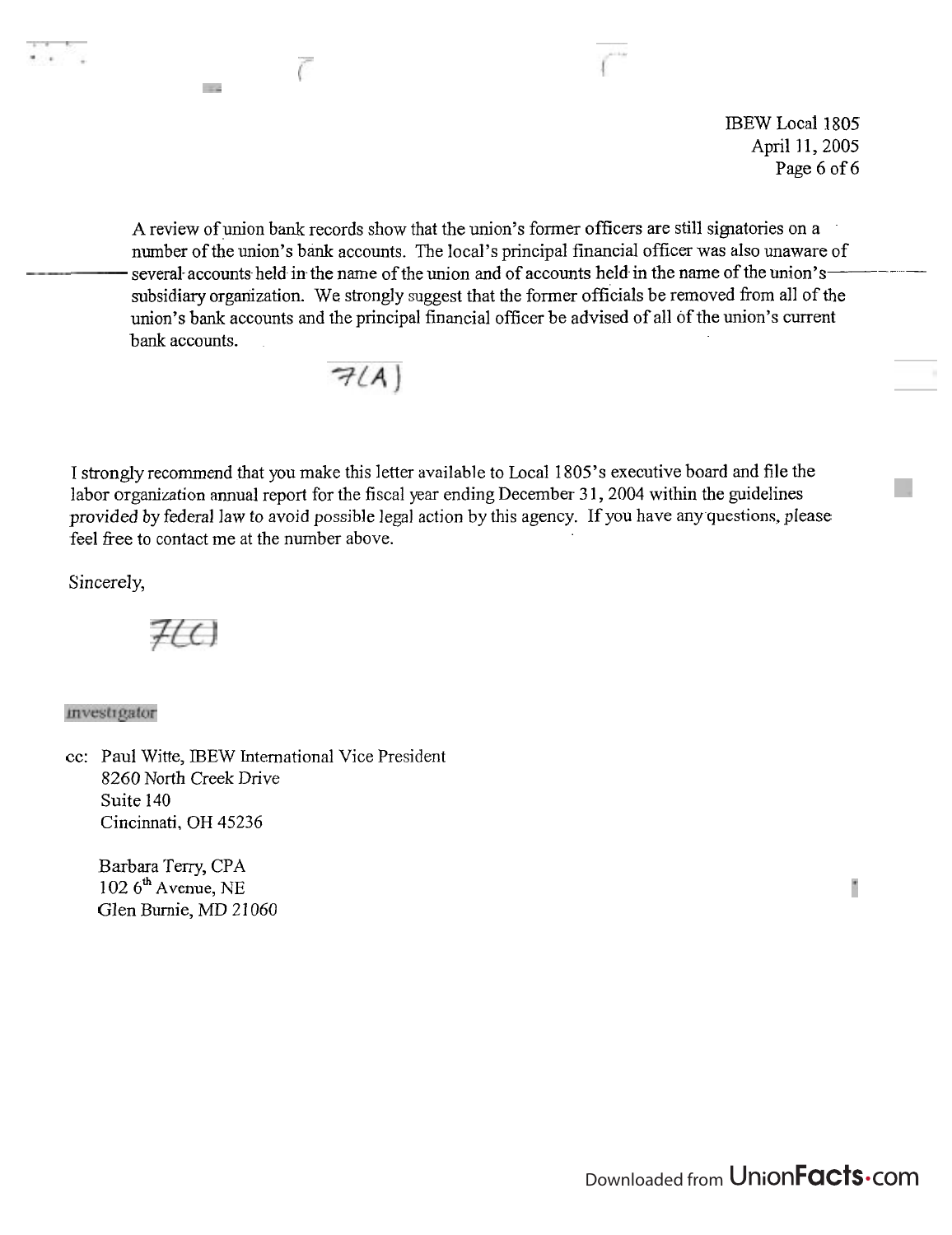A review of union bank records show that the union's former officers are still signatories on a number of the union's bank accounts. The local's principal financial officer was also unaware of several accounts held in the name of the union and of accounts held in the name of the union's subsidiary organization. We strongly suggest that the former officials be removed from all of the union's bank accounts and the principal financial officer be advised of all of the union's current bank accounts.

7(A)

I strongly recommend that you make this letter available to Local 1805's executive board and file the labor organization annual report for the fiscal year ending December 31, 2004 within the guidelines provided by federal law to avoid possible legal action by this agency. If you have any questions, please feel free to contact me at the number above.

Sincerely,

7(C)

investigator

cc: Paul Witte, IBEW International Vice President
8260 North Creek Drive
Suite 140
Cincinnati, OH 45236

Barbara Terry, CPA
102 6th Avenue, NE
Glen Burnie, MD 21060